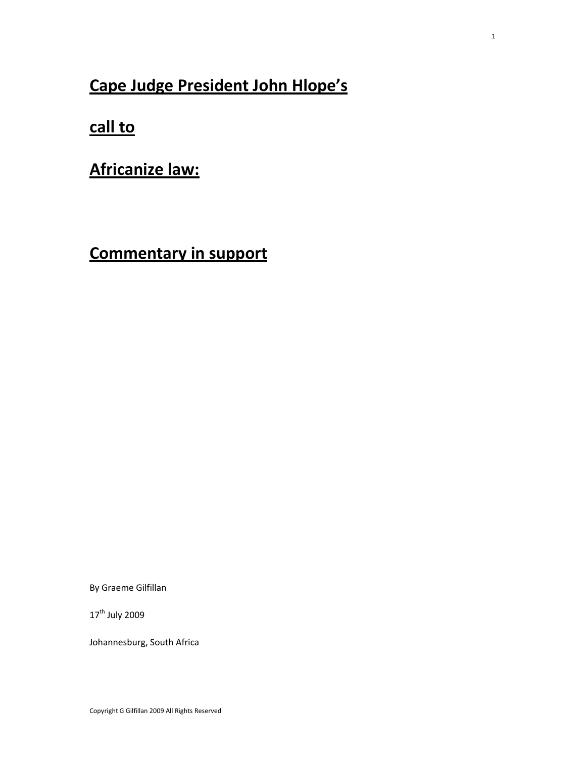# Cape Judge President John Hlope's

# call to

# Africanize law:

# Commentary in support

By Graeme Gilfillan

17th July 2009

Johannesburg, South Africa

Copyright G Gilfillan 2009 All Rights Reserved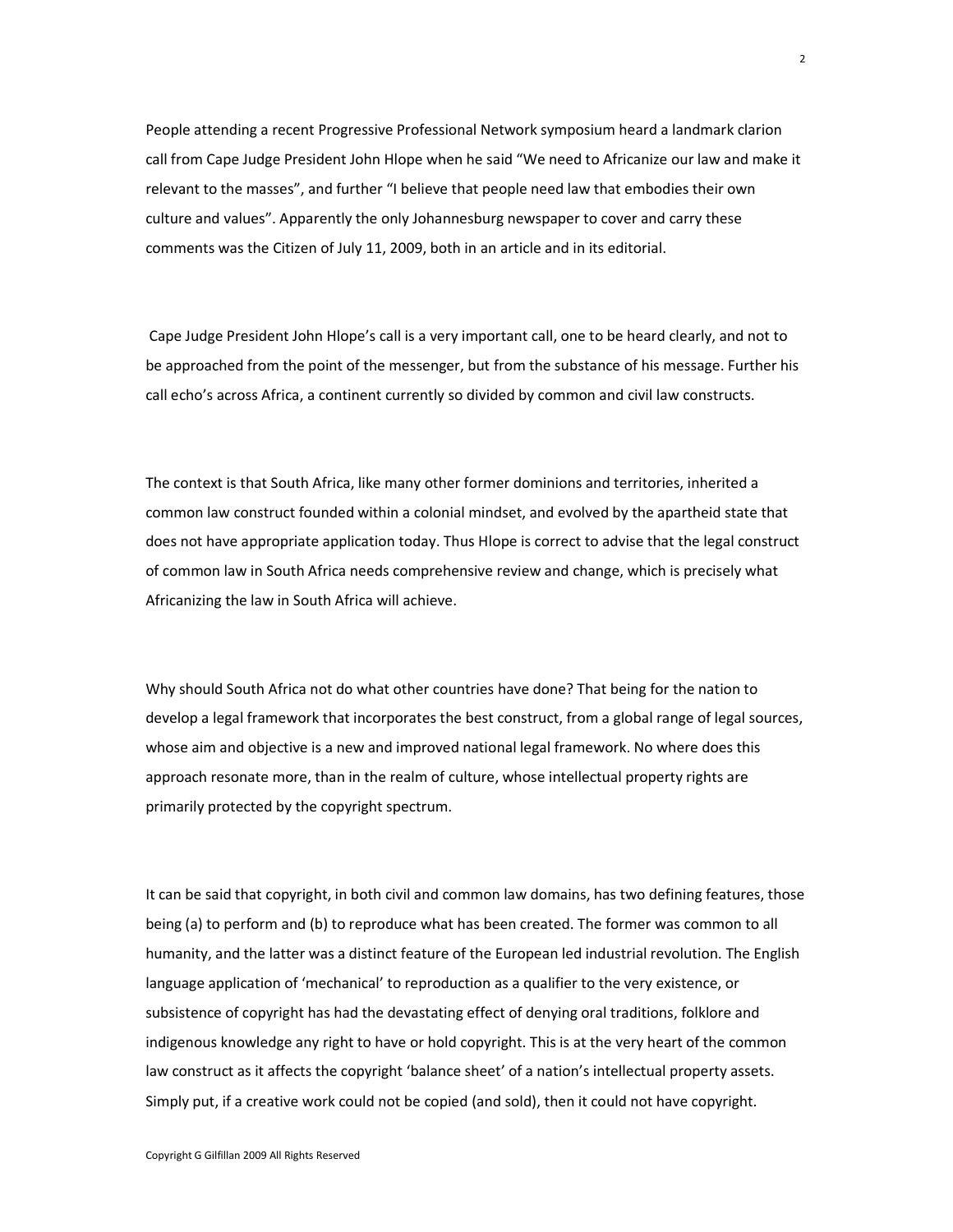People attending a recent Progressive Professional Network symposium heard a landmark clarion call from Cape Judge President John Hlope when he said "We need to Africanize our law and make it relevant to the masses", and further "I believe that people need law that embodies their own culture and values". Apparently the only Johannesburg newspaper to cover and carry these comments was the Citizen of July 11, 2009, both in an article and in its editorial.

Cape Judge President John Hlope's call is a very important call, one to be heard clearly, and not to be approached from the point of the messenger, but from the substance of his message. Further his call echo's across Africa, a continent currently so divided by common and civil law constructs.

The context is that South Africa, like many other former dominions and territories, inherited a common law construct founded within a colonial mindset, and evolved by the apartheid state that does not have appropriate application today. Thus Hlope is correct to advise that the legal construct of common law in South Africa needs comprehensive review and change, which is precisely what Africanizing the law in South Africa will achieve.

Why should South Africa not do what other countries have done? That being for the nation to develop a legal framework that incorporates the best construct, from a global range of legal sources, whose aim and objective is a new and improved national legal framework. No where does this approach resonate more, than in the realm of culture, whose intellectual property rights are primarily protected by the copyright spectrum.

It can be said that copyright, in both civil and common law domains, has two defining features, those being (a) to perform and (b) to reproduce what has been created. The former was common to all humanity, and the latter was a distinct feature of the European led industrial revolution. The English language application of 'mechanical' to reproduction as a qualifier to the very existence, or subsistence of copyright has had the devastating effect of denying oral traditions, folklore and indigenous knowledge any right to have or hold copyright. This is at the very heart of the common law construct as it affects the copyright 'balance sheet' of a nation's intellectual property assets. Simply put, if a creative work could not be copied (and sold), then it could not have copyright.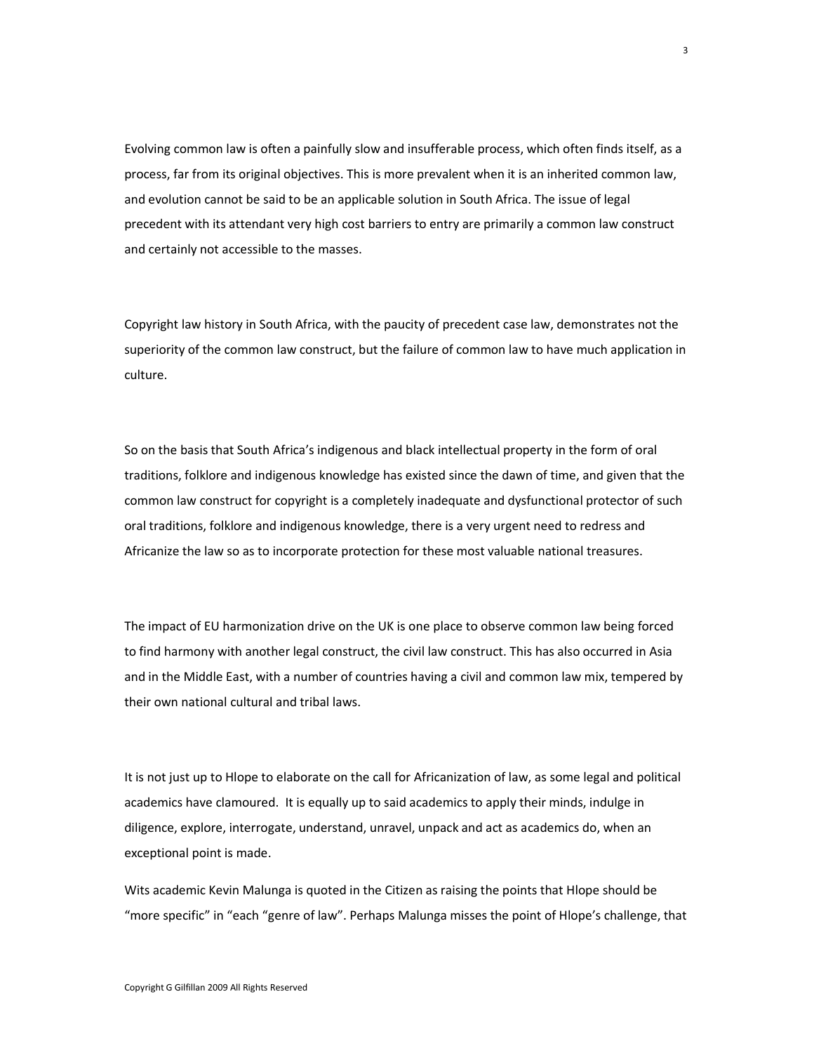Evolving common law is often a painfully slow and insufferable process, which often finds itself, as a process, far from its original objectives. This is more prevalent when it is an inherited common law, and evolution cannot be said to be an applicable solution in South Africa. The issue of legal precedent with its attendant very high cost barriers to entry are primarily a common law construct and certainly not accessible to the masses.

Copyright law history in South Africa, with the paucity of precedent case law, demonstrates not the superiority of the common law construct, but the failure of common law to have much application in culture.

So on the basis that South Africa's indigenous and black intellectual property in the form of oral traditions, folklore and indigenous knowledge has existed since the dawn of time, and given that the common law construct for copyright is a completely inadequate and dysfunctional protector of such oral traditions, folklore and indigenous knowledge, there is a very urgent need to redress and Africanize the law so as to incorporate protection for these most valuable national treasures.

The impact of EU harmonization drive on the UK is one place to observe common law being forced to find harmony with another legal construct, the civil law construct. This has also occurred in Asia and in the Middle East, with a number of countries having a civil and common law mix, tempered by their own national cultural and tribal laws.

It is not just up to Hlope to elaborate on the call for Africanization of law, as some legal and political academics have clamoured. It is equally up to said academics to apply their minds, indulge in diligence, explore, interrogate, understand, unravel, unpack and act as academics do, when an exceptional point is made.

Wits academic Kevin Malunga is quoted in the Citizen as raising the points that Hlope should be "more specific" in "each "genre of law". Perhaps Malunga misses the point of Hlope's challenge, that

Copyright G Gilfillan 2009 All Rights Reserved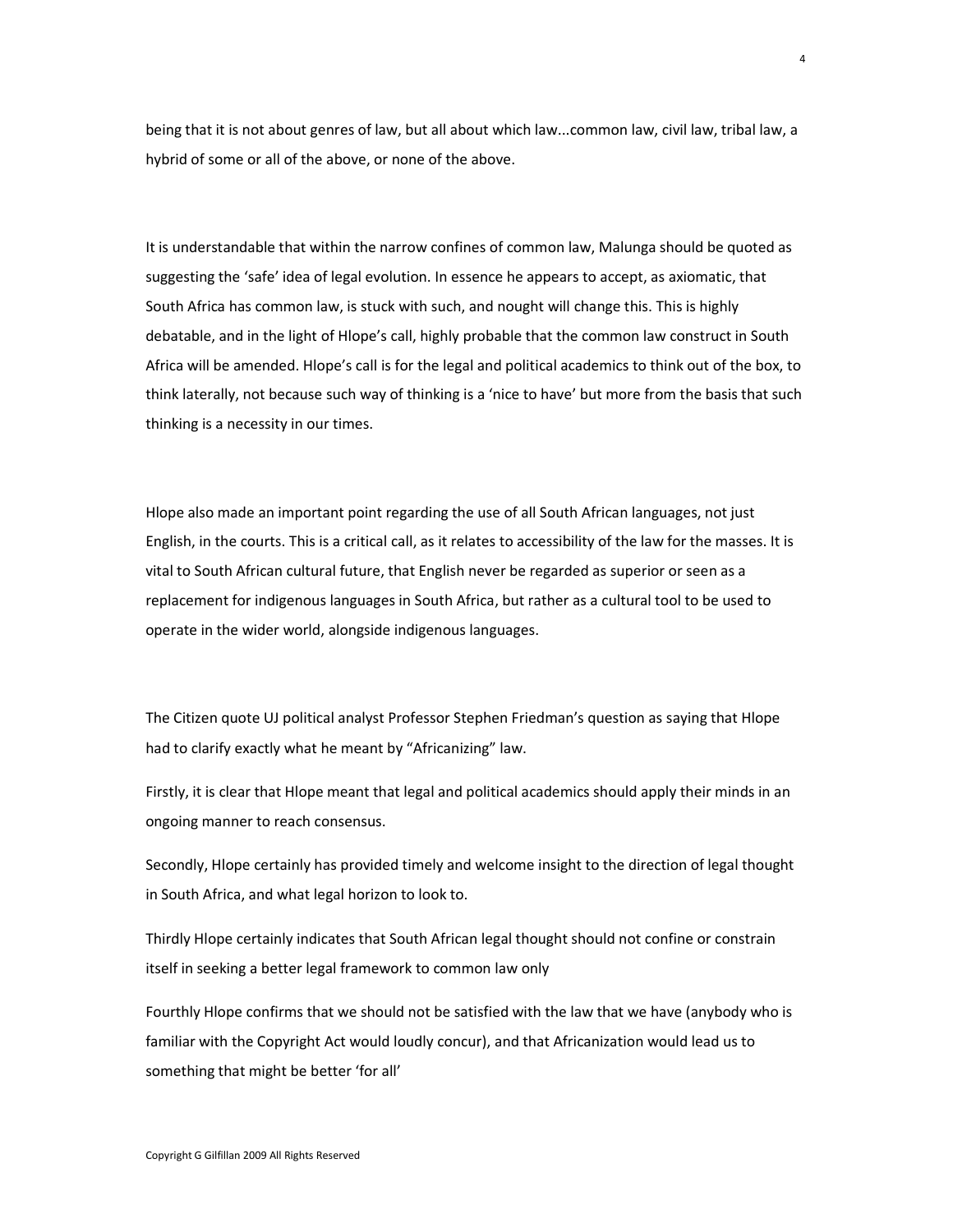being that it is not about genres of law, but all about which law...common law, civil law, tribal law, a hybrid of some or all of the above, or none of the above.

It is understandable that within the narrow confines of common law, Malunga should be quoted as suggesting the 'safe' idea of legal evolution. In essence he appears to accept, as axiomatic, that South Africa has common law, is stuck with such, and nought will change this. This is highly debatable, and in the light of Hlope's call, highly probable that the common law construct in South Africa will be amended. Hlope's call is for the legal and political academics to think out of the box, to think laterally, not because such way of thinking is a 'nice to have' but more from the basis that such thinking is a necessity in our times.

Hlope also made an important point regarding the use of all South African languages, not just English, in the courts. This is a critical call, as it relates to accessibility of the law for the masses. It is vital to South African cultural future, that English never be regarded as superior or seen as a replacement for indigenous languages in South Africa, but rather as a cultural tool to be used to operate in the wider world, alongside indigenous languages.

The Citizen quote UJ political analyst Professor Stephen Friedman's question as saying that Hlope had to clarify exactly what he meant by "Africanizing" law.

Firstly, it is clear that Hlope meant that legal and political academics should apply their minds in an ongoing manner to reach consensus.

Secondly, Hlope certainly has provided timely and welcome insight to the direction of legal thought in South Africa, and what legal horizon to look to.

Thirdly Hlope certainly indicates that South African legal thought should not confine or constrain itself in seeking a better legal framework to common law only

Fourthly Hlope confirms that we should not be satisfied with the law that we have (anybody who is familiar with the Copyright Act would loudly concur), and that Africanization would lead us to something that might be better 'for all'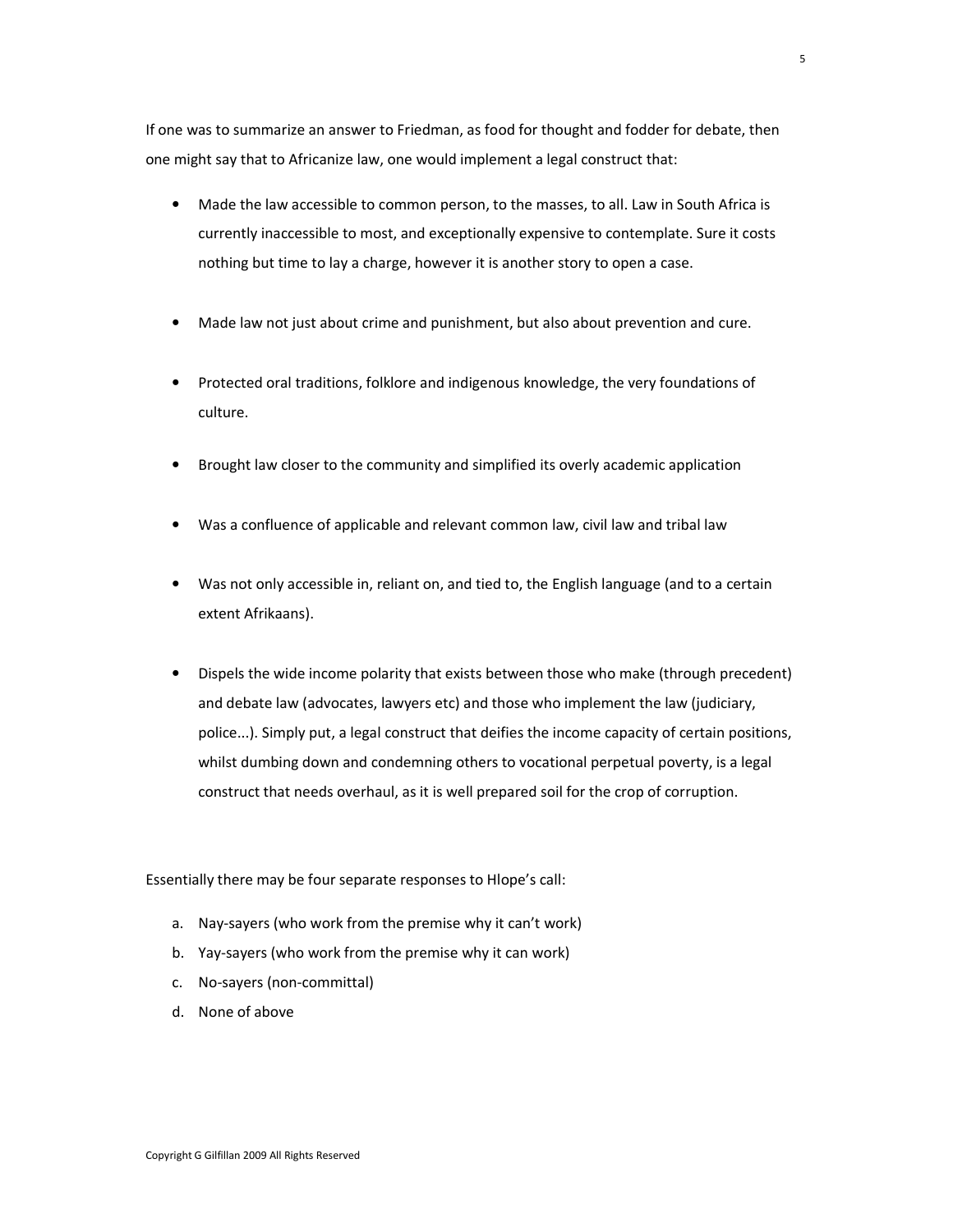If one was to summarize an answer to Friedman, as food for thought and fodder for debate, then one might say that to Africanize law, one would implement a legal construct that:

- Made the law accessible to common person, to the masses, to all. Law in South Africa is currently inaccessible to most, and exceptionally expensive to contemplate. Sure it costs nothing but time to lay a charge, however it is another story to open a case.

- Made law not just about crime and punishment, but also about prevention and cure.

- Protected oral traditions, folklore and indigenous knowledge, the very foundations of culture.

- Brought law closer to the community and simplified its overly academic application

- Was a confluence of applicable and relevant common law, civil law and tribal law

- Was not only accessible in, reliant on, and tied to, the English language (and to a certain extent Afrikaans).

- Dispels the wide income polarity that exists between those who make (through precedent) and debate law (advocates, lawyers etc) and those who implement the law (judiciary, police...). Simply put, a legal construct that deifies the income capacity of certain positions, whilst dumbing down and condemning others to vocational perpetual poverty, is a legal construct that needs overhaul, as it is well prepared soil for the crop of corruption.

Essentially there may be four separate responses to Hlope's call:

a. Nay-sayers (who work from the premise why it can't work)
b. Yay-sayers (who work from the premise why it can work)
c. No-sayers (non-committal)
d. None of above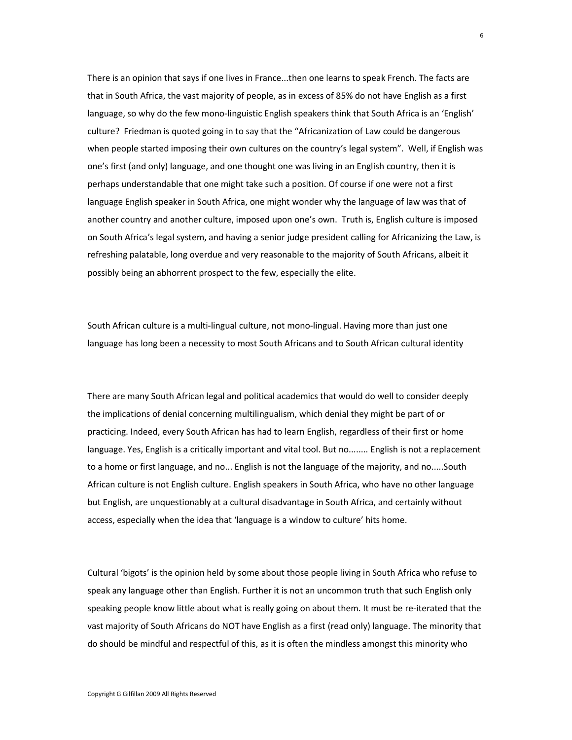There is an opinion that says if one lives in France...then one learns to speak French. The facts are that in South Africa, the vast majority of people, as in excess of 85% do not have English as a first language, so why do the few mono-linguistic English speakers think that South Africa is an 'English' culture? Friedman is quoted going in to say that the "Africanization of Law could be dangerous when people started imposing their own cultures on the country's legal system". Well, if English was one's first (and only) language, and one thought one was living in an English country, then it is perhaps understandable that one might take such a position. Of course if one were not a first language English speaker in South Africa, one might wonder why the language of law was that of another country and another culture, imposed upon one's own. Truth is, English culture is imposed on South Africa's legal system, and having a senior judge president calling for Africanizing the Law, is refreshing palatable, long overdue and very reasonable to the majority of South Africans, albeit it possibly being an abhorrent prospect to the few, especially the elite.

South African culture is a multi-lingual culture, not mono-lingual. Having more than just one language has long been a necessity to most South Africans and to South African cultural identity

There are many South African legal and political academics that would do well to consider deeply the implications of denial concerning multilingualism, which denial they might be part of or practicing. Indeed, every South African has had to learn English, regardless of their first or home language. Yes, English is a critically important and vital tool. But no........ English is not a replacement to a home or first language, and no... English is not the language of the majority, and no.....South African culture is not English culture. English speakers in South Africa, who have no other language but English, are unquestionably at a cultural disadvantage in South Africa, and certainly without access, especially when the idea that 'language is a window to culture' hits home.

Cultural 'bigots' is the opinion held by some about those people living in South Africa who refuse to speak any language other than English. Further it is not an uncommon truth that such English only speaking people know little about what is really going on about them. It must be re-iterated that the vast majority of South Africans do NOT have English as a first (read only) language. The minority that do should be mindful and respectful of this, as it is often the mindless amongst this minority who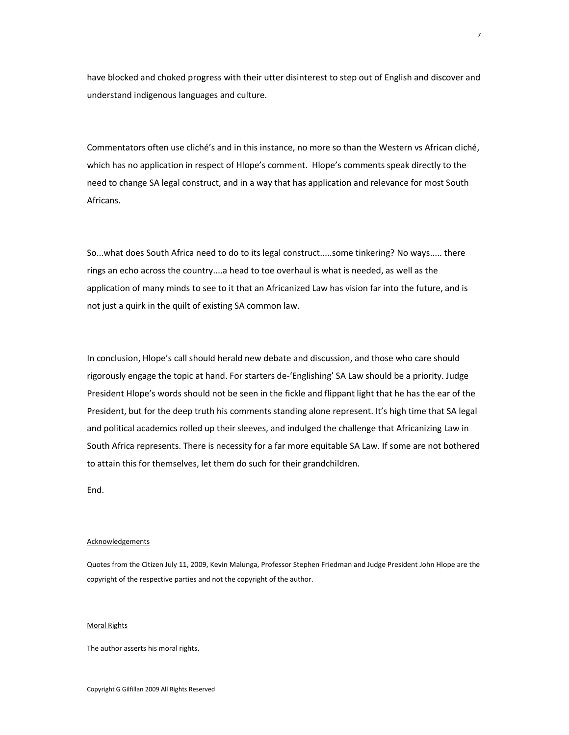have blocked and choked progress with their utter disinterest to step out of English and discover and understand indigenous languages and culture.

Commentators often use cliché's and in this instance, no more so than the Western vs African cliché, which has no application in respect of Hlope's comment. Hlope's comments speak directly to the need to change SA legal construct, and in a way that has application and relevance for most South Africans.

So...what does South Africa need to do to its legal construct.....some tinkering? No ways..... there rings an echo across the country....a head to toe overhaul is what is needed, as well as the application of many minds to see to it that an Africanized Law has vision far into the future, and is not just a quirk in the quilt of existing SA common law.

In conclusion, Hlope's call should herald new debate and discussion, and those who care should rigorously engage the topic at hand. For starters de-'Englishing' SA Law should be a priority. Judge President Hlope's words should not be seen in the fickle and flippant light that he has the ear of the President, but for the deep truth his comments standing alone represent. It's high time that SA legal and political academics rolled up their sleeves, and indulged the challenge that Africanizing Law in South Africa represents. There is necessity for a far more equitable SA Law. If some are not bothered to attain this for themselves, let them do such for their grandchildren.

End.

Acknowledgements

Quotes from the Citizen July 11, 2009, Kevin Malunga, Professor Stephen Friedman and Judge President John Hlope are the copyright of the respective parties and not the copyright of the author.

Moral Rights

The author asserts his moral rights.

Copyright G Gilfillan 2009 All Rights Reserved